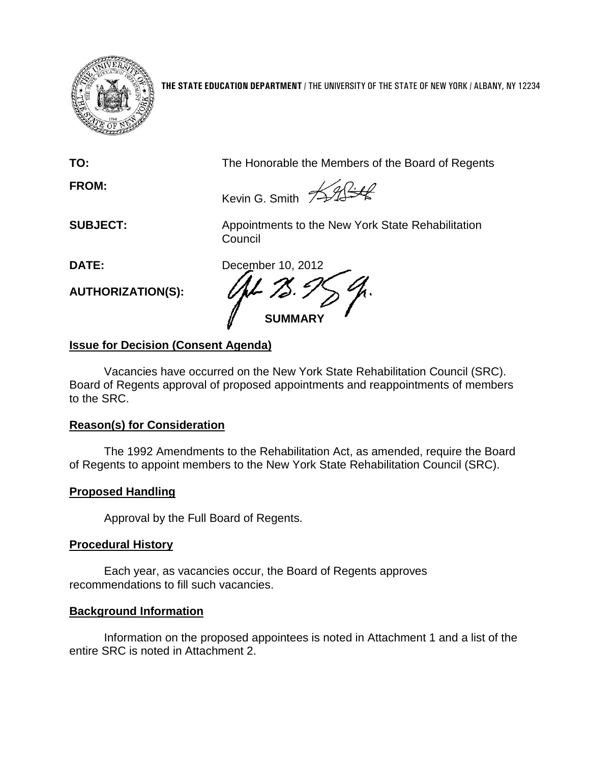**THE STATE EDUCATION DEPARTMENT** / THE UNIVERSITY OF THE STATE OF NEW YORK / ALBANY, NY 12234

**TO:** The Honorable the Members of the Board of Regents

**FROM:** Kevin G. Smith

**SUBJECT:** Appointments to the New York State Rehabilitation Council

**DATE:** December 10, 2012

**AUTHORIZATION(S):**

**SUMMARY**

## Issue for Decision (Consent Agenda)

Vacancies have occurred on the New York State Rehabilitation Council (SRC). Board of Regents approval of proposed appointments and reappointments of members to the SRC.

## Reason(s) for Consideration

The 1992 Amendments to the Rehabilitation Act, as amended, require the Board of Regents to appoint members to the New York State Rehabilitation Council (SRC).

## Proposed Handling

Approval by the Full Board of Regents.

## Procedural History

Each year, as vacancies occur, the Board of Regents approves recommendations to fill such vacancies.

## Background Information

Information on the proposed appointees is noted in Attachment 1 and a list of the entire SRC is noted in Attachment 2.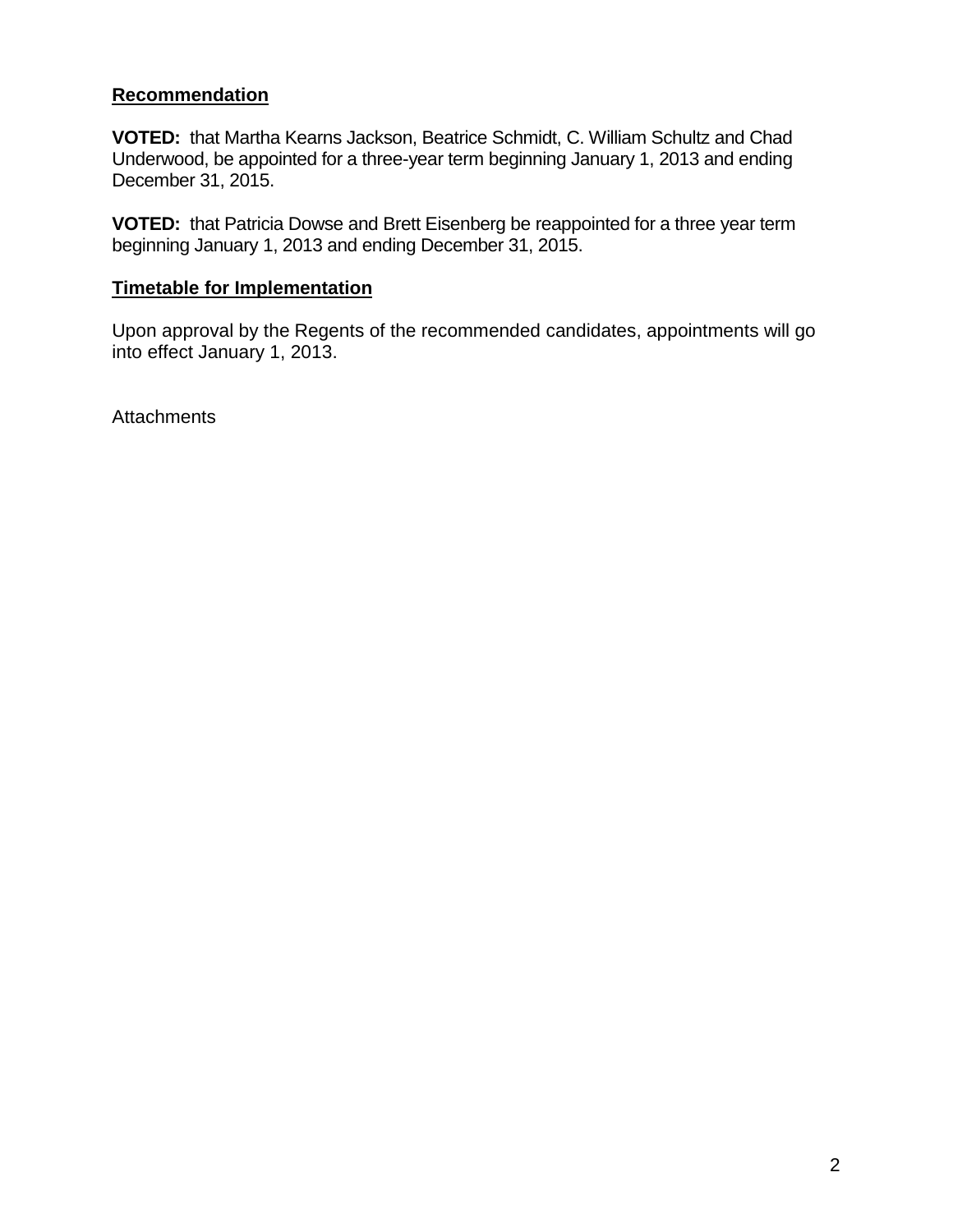## Recommendation

**VOTED:** that Martha Kearns Jackson, Beatrice Schmidt, C. William Schultz and Chad Underwood, be appointed for a three-year term beginning January 1, 2013 and ending December 31, 2015.

**VOTED:** that Patricia Dowse and Brett Eisenberg be reappointed for a three year term beginning January 1, 2013 and ending December 31, 2015.

## Timetable for Implementation

Upon approval by the Regents of the recommended candidates, appointments will go into effect January 1, 2013.

Attachments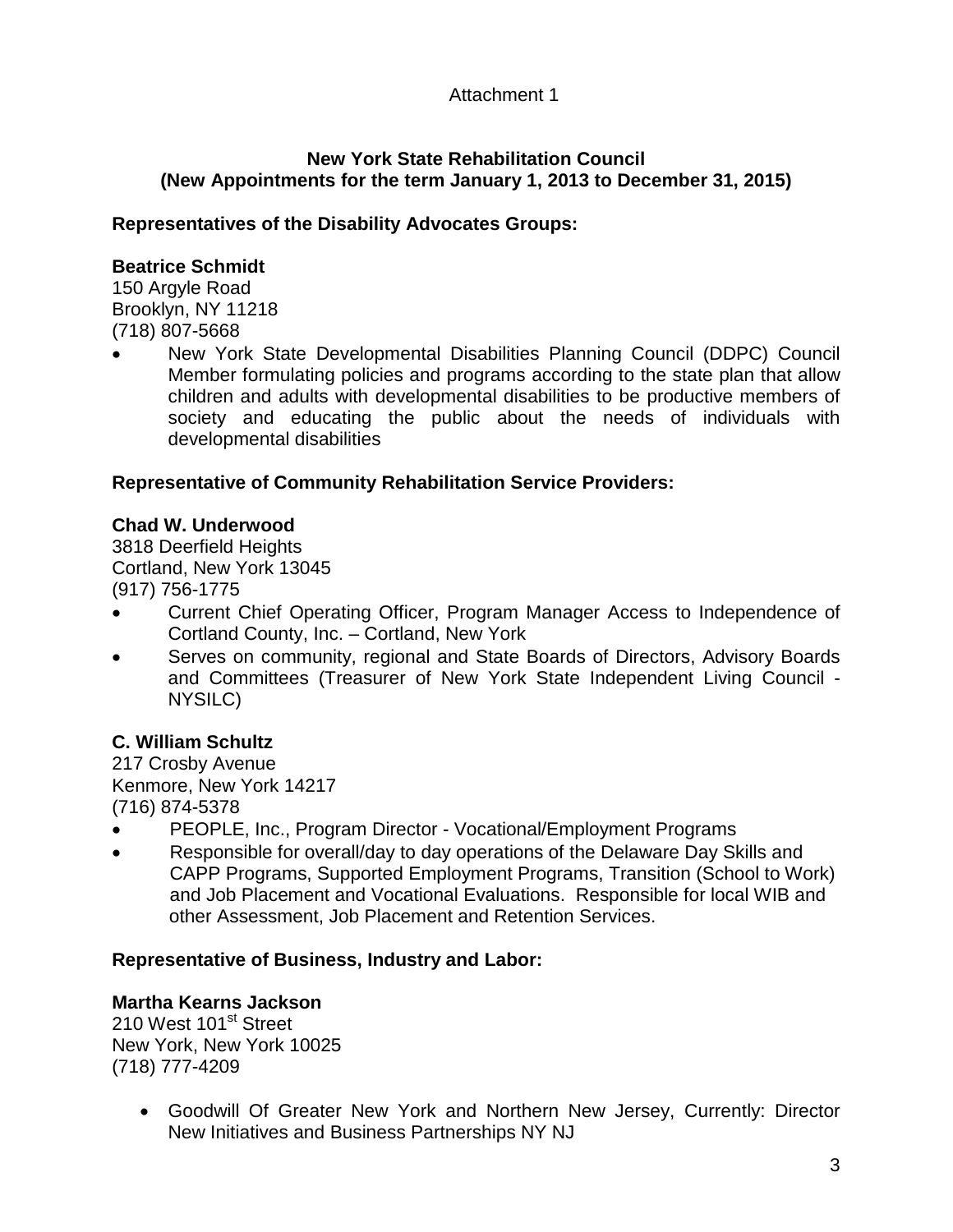Attachment 1

**New York State Rehabilitation Council**
**(New Appointments for the term January 1, 2013 to December 31, 2015)**

**Representatives of the Disability Advocates Groups:**

**Beatrice Schmidt**
150 Argyle Road
Brooklyn, NY 11218
(718) 807-5668

- New York State Developmental Disabilities Planning Council (DDPC) Council Member formulating policies and programs according to the state plan that allow children and adults with developmental disabilities to be productive members of society and educating the public about the needs of individuals with developmental disabilities

**Representative of Community Rehabilitation Service Providers:**

**Chad W. Underwood**
3818 Deerfield Heights
Cortland, New York 13045
(917) 756-1775

- Current Chief Operating Officer, Program Manager Access to Independence of Cortland County, Inc. – Cortland, New York
- Serves on community, regional and State Boards of Directors, Advisory Boards and Committees (Treasurer of New York State Independent Living Council - NYSILC)

**C. William Schultz**
217 Crosby Avenue
Kenmore, New York 14217
(716) 874-5378

- PEOPLE, Inc., Program Director - Vocational/Employment Programs
- Responsible for overall/day to day operations of the Delaware Day Skills and CAPP Programs, Supported Employment Programs, Transition (School to Work) and Job Placement and Vocational Evaluations. Responsible for local WIB and other Assessment, Job Placement and Retention Services.

**Representative of Business, Industry and Labor:**

**Martha Kearns Jackson**
210 West 101st Street
New York, New York 10025
(718) 777-4209

- Goodwill Of Greater New York and Northern New Jersey, Currently: Director New Initiatives and Business Partnerships NY NJ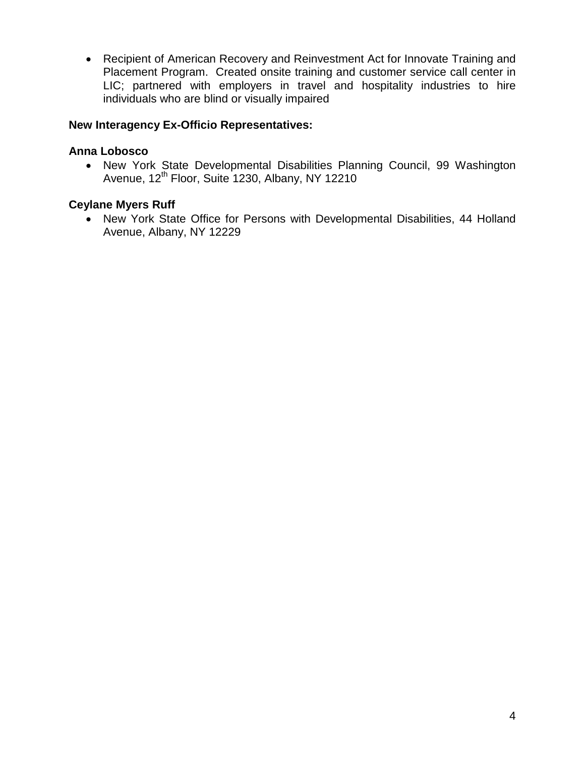- Recipient of American Recovery and Reinvestment Act for Innovate Training and Placement Program. Created onsite training and customer service call center in LIC; partnered with employers in travel and hospitality industries to hire individuals who are blind or visually impaired

**New Interagency Ex-Officio Representatives:**

**Anna Lobosco**

- New York State Developmental Disabilities Planning Council, 99 Washington Avenue, 12th Floor, Suite 1230, Albany, NY 12210

**Ceylane Myers Ruff**

- New York State Office for Persons with Developmental Disabilities, 44 Holland Avenue, Albany, NY 12229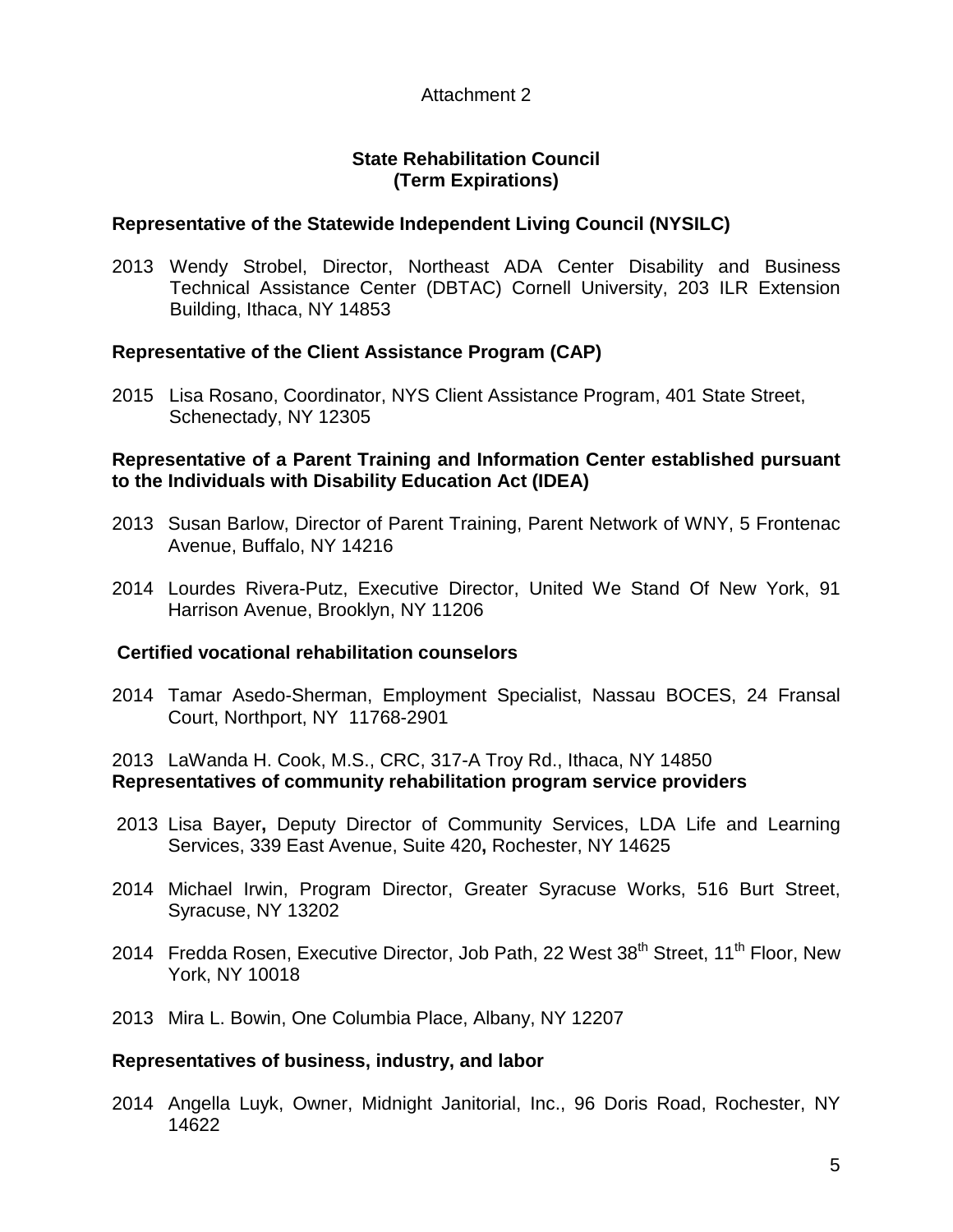Attachment 2

**State Rehabilitation Council**
**(Term Expirations)**

**Representative of the Statewide Independent Living Council (NYSILC)**

2013 Wendy Strobel, Director, Northeast ADA Center Disability and Business Technical Assistance Center (DBTAC) Cornell University, 203 ILR Extension Building, Ithaca, NY 14853

**Representative of the Client Assistance Program (CAP)**

2015 Lisa Rosano, Coordinator, NYS Client Assistance Program, 401 State Street, Schenectady, NY 12305

**Representative of a Parent Training and Information Center established pursuant to the Individuals with Disability Education Act (IDEA)**

2013 Susan Barlow, Director of Parent Training, Parent Network of WNY, 5 Frontenac Avenue, Buffalo, NY 14216

2014 Lourdes Rivera-Putz, Executive Director, United We Stand Of New York, 91 Harrison Avenue, Brooklyn, NY 11206

**Certified vocational rehabilitation counselors**

2014 Tamar Asedo-Sherman, Employment Specialist, Nassau BOCES, 24 Fransal Court, Northport, NY 11768-2901

2013 LaWanda H. Cook, M.S., CRC, 317-A Troy Rd., Ithaca, NY 14850

**Representatives of community rehabilitation program service providers**

2013 Lisa Bayer**,** Deputy Director of Community Services, LDA Life and Learning Services, 339 East Avenue, Suite 420**,** Rochester, NY 14625

2014 Michael Irwin, Program Director, Greater Syracuse Works, 516 Burt Street, Syracuse, NY 13202

2014 Fredda Rosen, Executive Director, Job Path, 22 West 38th Street, 11th Floor, New York, NY 10018

2013 Mira L. Bowin, One Columbia Place, Albany, NY 12207

**Representatives of business, industry, and labor**

2014 Angella Luyk, Owner, Midnight Janitorial, Inc., 96 Doris Road, Rochester, NY 14622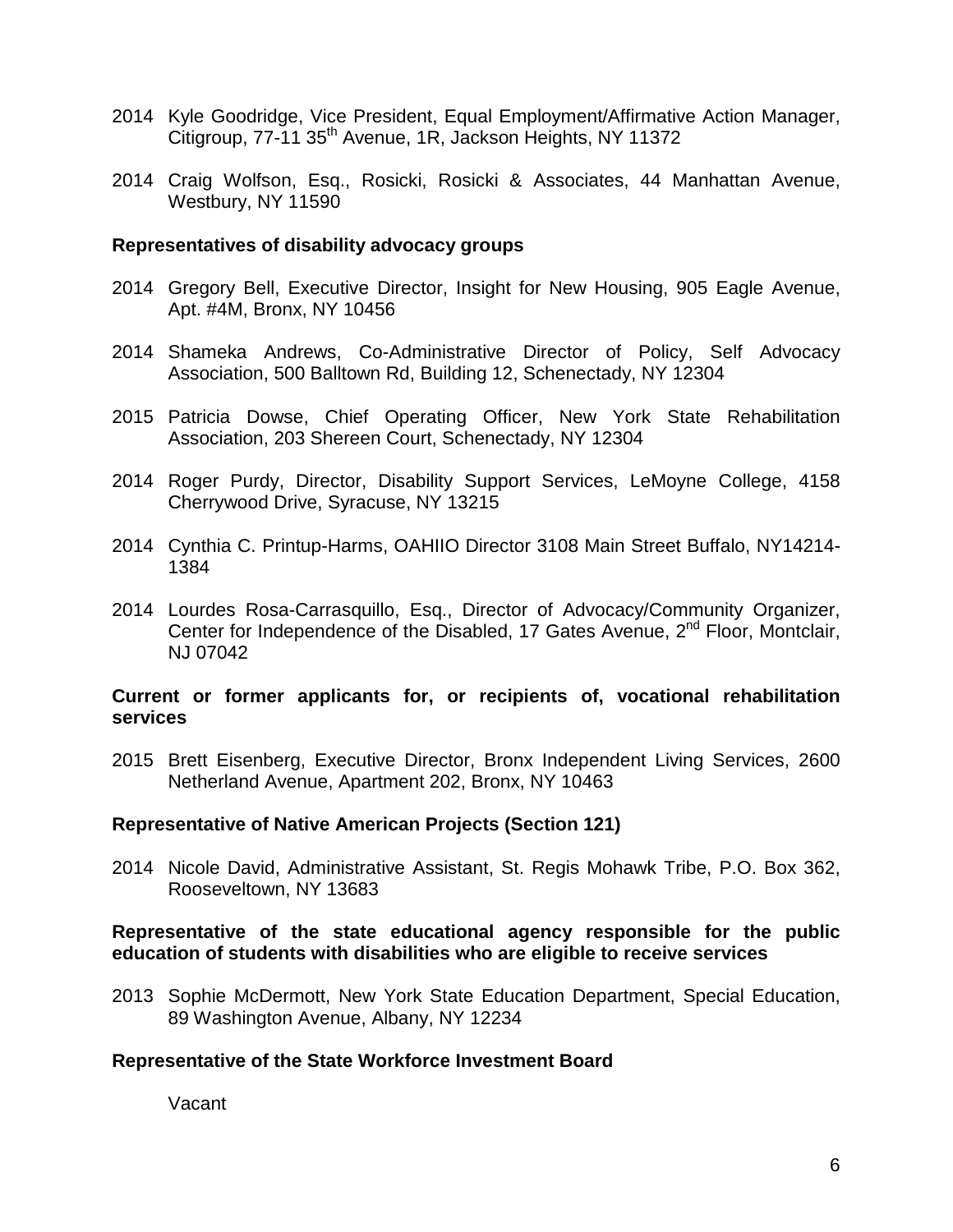2014 Kyle Goodridge, Vice President, Equal Employment/Affirmative Action Manager, Citigroup, 77-11 35th Avenue, 1R, Jackson Heights, NY 11372

2014 Craig Wolfson, Esq., Rosicki, Rosicki & Associates, 44 Manhattan Avenue, Westbury, NY 11590

**Representatives of disability advocacy groups**

2014 Gregory Bell, Executive Director, Insight for New Housing, 905 Eagle Avenue, Apt. #4M, Bronx, NY 10456

2014 Shameka Andrews, Co-Administrative Director of Policy, Self Advocacy Association, 500 Balltown Rd, Building 12, Schenectady, NY 12304

2015 Patricia Dowse, Chief Operating Officer, New York State Rehabilitation Association, 203 Shereen Court, Schenectady, NY 12304

2014 Roger Purdy, Director, Disability Support Services, LeMoyne College, 4158 Cherrywood Drive, Syracuse, NY 13215

2014 Cynthia C. Printup-Harms, OAHIIO Director 3108 Main Street Buffalo, NY14214-1384

2014 Lourdes Rosa-Carrasquillo, Esq., Director of Advocacy/Community Organizer, Center for Independence of the Disabled, 17 Gates Avenue, 2nd Floor, Montclair, NJ 07042

**Current or former applicants for, or recipients of, vocational rehabilitation services**

2015 Brett Eisenberg, Executive Director, Bronx Independent Living Services, 2600 Netherland Avenue, Apartment 202, Bronx, NY 10463

**Representative of Native American Projects (Section 121)**

2014 Nicole David, Administrative Assistant, St. Regis Mohawk Tribe, P.O. Box 362, Rooseveltown, NY 13683

**Representative of the state educational agency responsible for the public education of students with disabilities who are eligible to receive services**

2013 Sophie McDermott, New York State Education Department, Special Education, 89 Washington Avenue, Albany, NY 12234

**Representative of the State Workforce Investment Board**

Vacant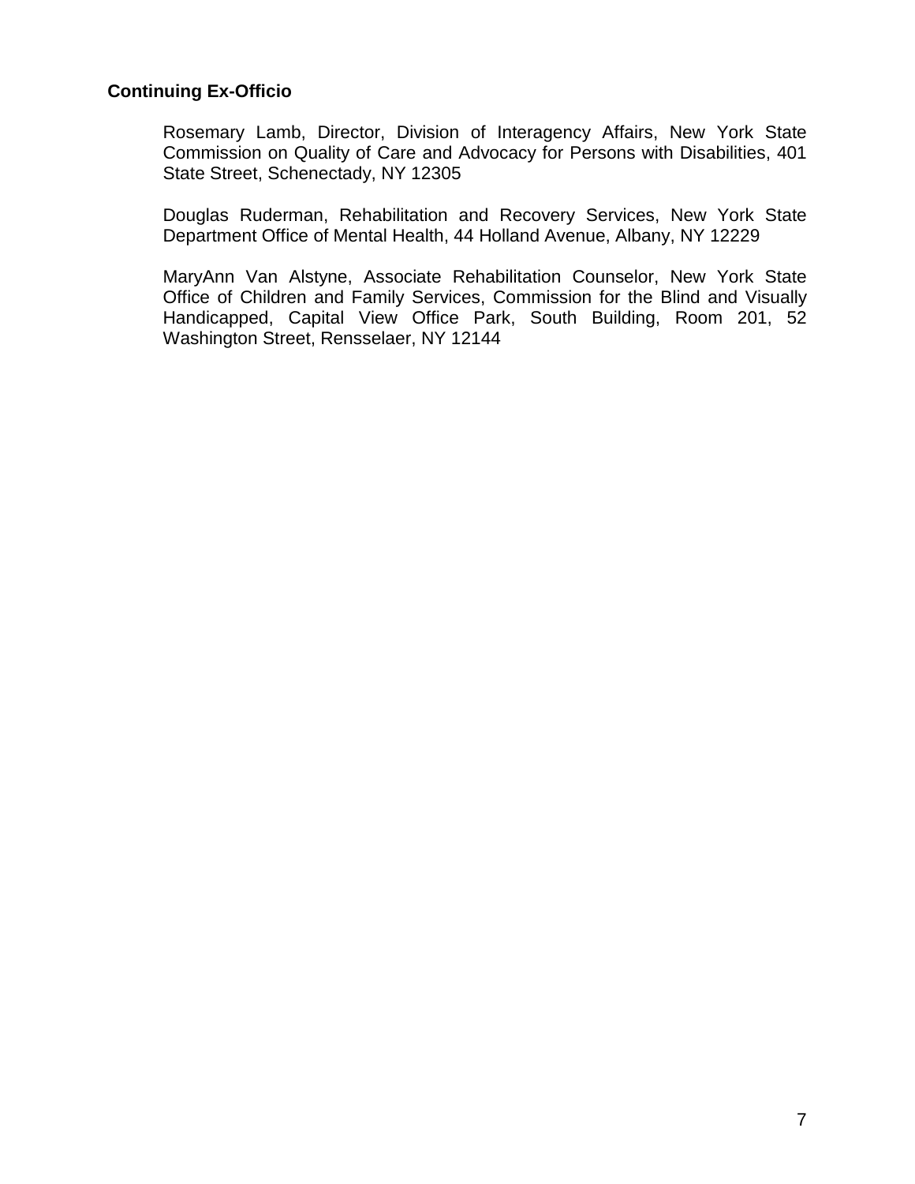**Continuing Ex-Officio**

Rosemary Lamb, Director, Division of Interagency Affairs, New York State Commission on Quality of Care and Advocacy for Persons with Disabilities, 401 State Street, Schenectady, NY 12305

Douglas Ruderman, Rehabilitation and Recovery Services, New York State Department Office of Mental Health, 44 Holland Avenue, Albany, NY 12229

MaryAnn Van Alstyne, Associate Rehabilitation Counselor, New York State Office of Children and Family Services, Commission for the Blind and Visually Handicapped, Capital View Office Park, South Building, Room 201, 52 Washington Street, Rensselaer, NY 12144